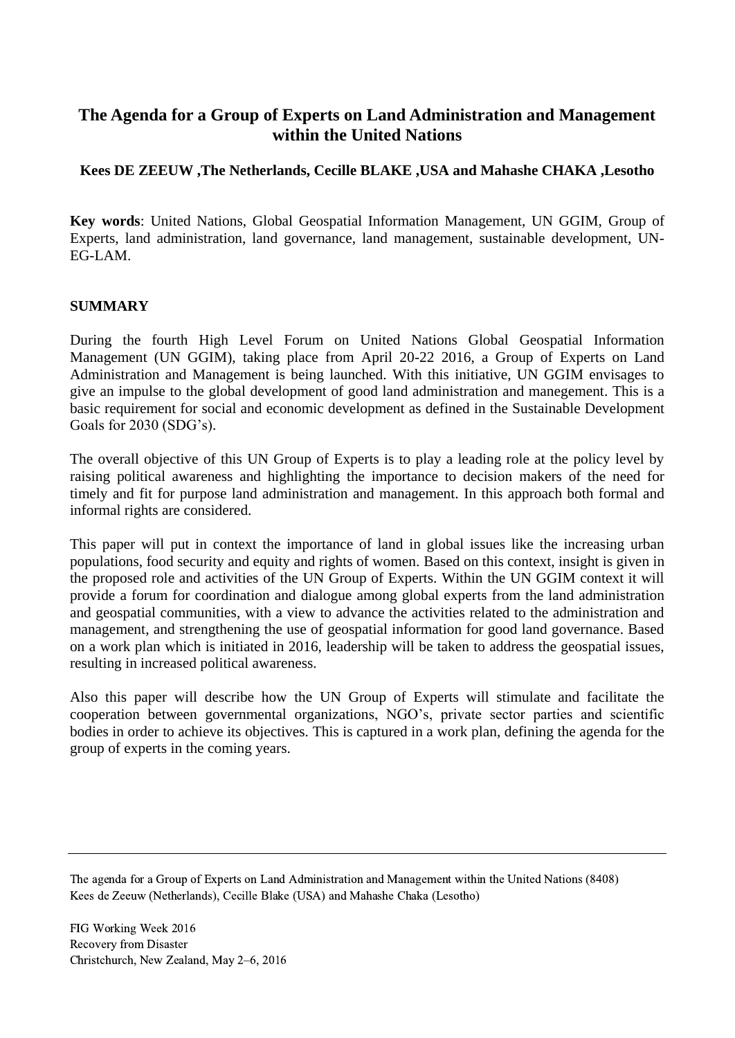# The Agenda for a Group of Experts on Land Administration and Management within the United Nations

**Kees DE ZEEUW ,The Netherlands, Cecille BLAKE ,USA and Mahashe CHAKA ,Lesotho**

**Key words**: United Nations, Global Geospatial Information Management, UN GGIM, Group of Experts, land administration, land governance, land management, sustainable development, UN-EG-LAM.

## SUMMARY

During the fourth High Level Forum on United Nations Global Geospatial Information Management (UN GGIM), taking place from April 20-22 2016, a Group of Experts on Land Administration and Management is being launched. With this initiative, UN GGIM envisages to give an impulse to the global development of good land administration and manegement. This is a basic requirement for social and economic development as defined in the Sustainable Development Goals for 2030 (SDG's).

The overall objective of this UN Group of Experts is to play a leading role at the policy level by raising political awareness and highlighting the importance to decision makers of the need for timely and fit for purpose land administration and management. In this approach both formal and informal rights are considered.

This paper will put in context the importance of land in global issues like the increasing urban populations, food security and equity and rights of women. Based on this context, insight is given in the proposed role and activities of the UN Group of Experts. Within the UN GGIM context it will provide a forum for coordination and dialogue among global experts from the land administration and geospatial communities, with a view to advance the activities related to the administration and management, and strengthening the use of geospatial information for good land governance. Based on a work plan which is initiated in 2016, leadership will be taken to address the geospatial issues, resulting in increased political awareness.

Also this paper will describe how the UN Group of Experts will stimulate and facilitate the cooperation between governmental organizations, NGO's, private sector parties and scientific bodies in order to achieve its objectives. This is captured in a work plan, defining the agenda for the group of experts in the coming years.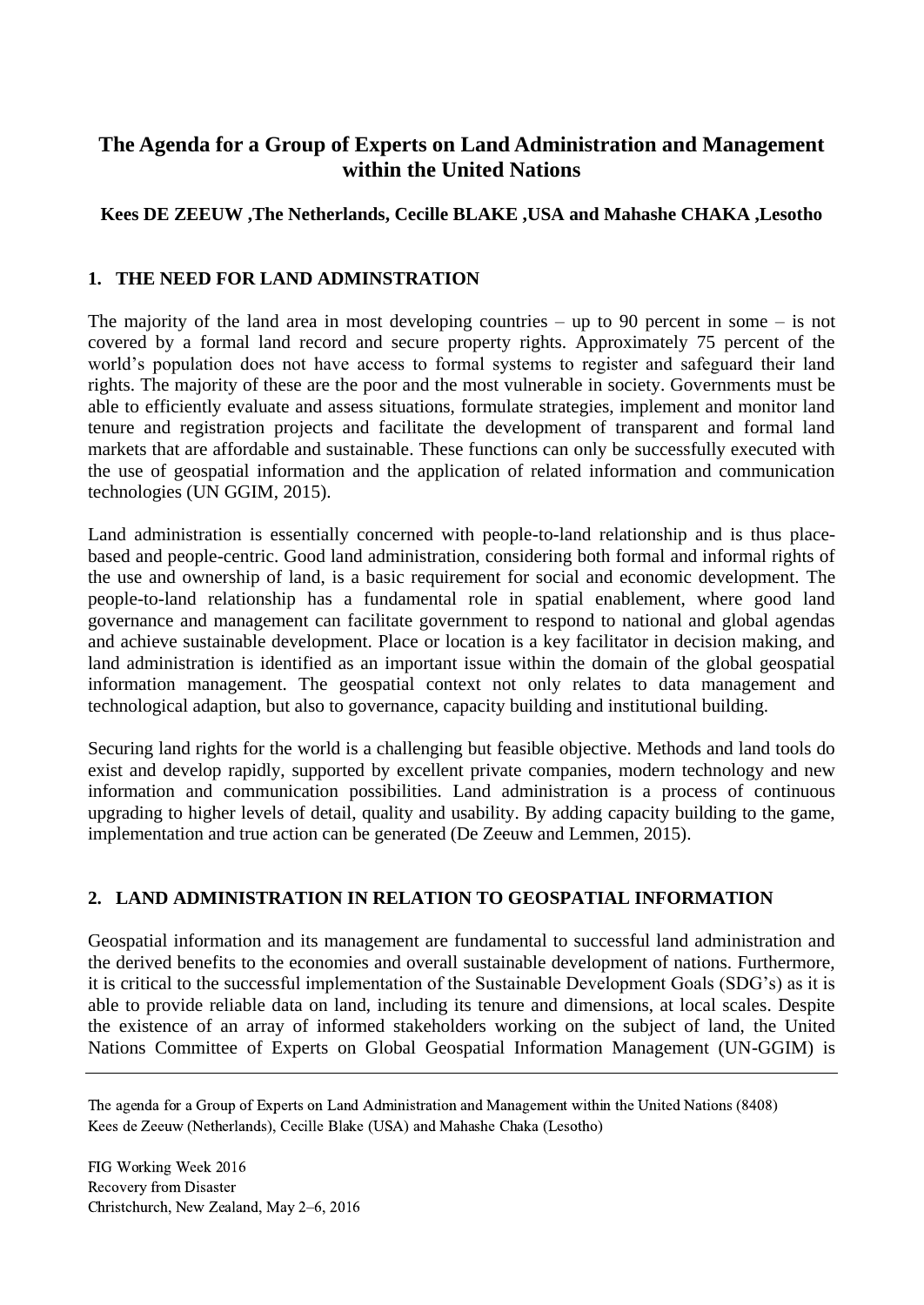# The Agenda for a Group of Experts on Land Administration and Management within the United Nations

**Kees DE ZEEUW ,The Netherlands, Cecille BLAKE ,USA and Mahashe CHAKA ,Lesotho**

## 1. THE NEED FOR LAND ADMINSTRATION

The majority of the land area in most developing countries – up to 90 percent in some – is not covered by a formal land record and secure property rights. Approximately 75 percent of the world's population does not have access to formal systems to register and safeguard their land rights. The majority of these are the poor and the most vulnerable in society. Governments must be able to efficiently evaluate and assess situations, formulate strategies, implement and monitor land tenure and registration projects and facilitate the development of transparent and formal land markets that are affordable and sustainable. These functions can only be successfully executed with the use of geospatial information and the application of related information and communication technologies (UN GGIM, 2015).

Land administration is essentially concerned with people-to-land relationship and is thus place-based and people-centric. Good land administration, considering both formal and informal rights of the use and ownership of land, is a basic requirement for social and economic development. The people-to-land relationship has a fundamental role in spatial enablement, where good land governance and management can facilitate government to respond to national and global agendas and achieve sustainable development. Place or location is a key facilitator in decision making, and land administration is identified as an important issue within the domain of the global geospatial information management. The geospatial context not only relates to data management and technological adaption, but also to governance, capacity building and institutional building.

Securing land rights for the world is a challenging but feasible objective. Methods and land tools do exist and develop rapidly, supported by excellent private companies, modern technology and new information and communication possibilities. Land administration is a process of continuous upgrading to higher levels of detail, quality and usability. By adding capacity building to the game, implementation and true action can be generated (De Zeeuw and Lemmen, 2015).

## 2. LAND ADMINISTRATION IN RELATION TO GEOSPATIAL INFORMATION

Geospatial information and its management are fundamental to successful land administration and the derived benefits to the economies and overall sustainable development of nations. Furthermore, it is critical to the successful implementation of the Sustainable Development Goals (SDG's) as it is able to provide reliable data on land, including its tenure and dimensions, at local scales. Despite the existence of an array of informed stakeholders working on the subject of land, the United Nations Committee of Experts on Global Geospatial Information Management (UN-GGIM) is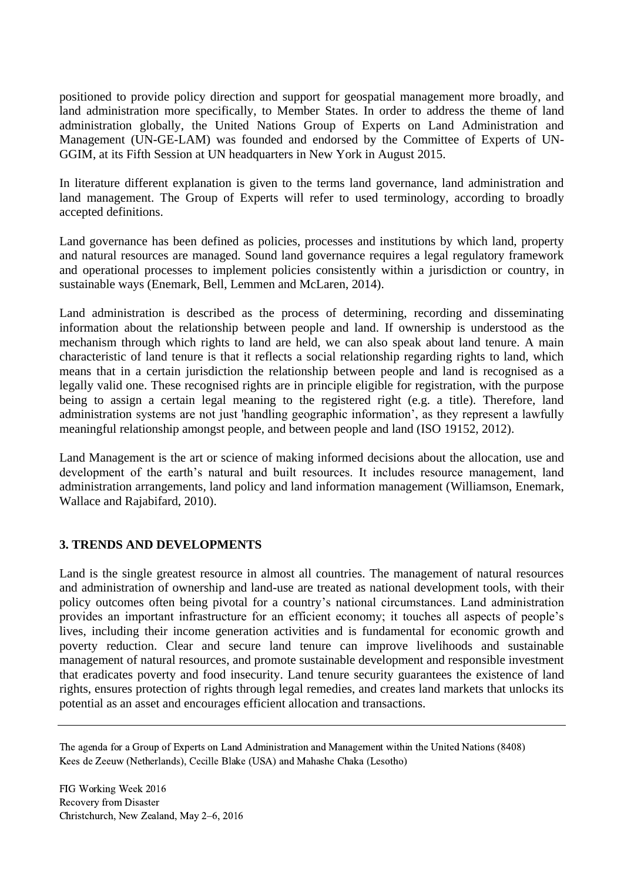positioned to provide policy direction and support for geospatial management more broadly, and land administration more specifically, to Member States. In order to address the theme of land administration globally, the United Nations Group of Experts on Land Administration and Management (UN-GE-LAM) was founded and endorsed by the Committee of Experts of UN-GGIM, at its Fifth Session at UN headquarters in New York in August 2015.

In literature different explanation is given to the terms land governance, land administration and land management. The Group of Experts will refer to used terminology, according to broadly accepted definitions.

Land governance has been defined as policies, processes and institutions by which land, property and natural resources are managed. Sound land governance requires a legal regulatory framework and operational processes to implement policies consistently within a jurisdiction or country, in sustainable ways (Enemark, Bell, Lemmen and McLaren, 2014).

Land administration is described as the process of determining, recording and disseminating information about the relationship between people and land. If ownership is understood as the mechanism through which rights to land are held, we can also speak about land tenure. A main characteristic of land tenure is that it reflects a social relationship regarding rights to land, which means that in a certain jurisdiction the relationship between people and land is recognised as a legally valid one. These recognised rights are in principle eligible for registration, with the purpose being to assign a certain legal meaning to the registered right (e.g. a title). Therefore, land administration systems are not just 'handling geographic information', as they represent a lawfully meaningful relationship amongst people, and between people and land (ISO 19152, 2012).

Land Management is the art or science of making informed decisions about the allocation, use and development of the earth's natural and built resources. It includes resource management, land administration arrangements, land policy and land information management (Williamson, Enemark, Wallace and Rajabifard, 2010).

## 3. TRENDS AND DEVELOPMENTS

Land is the single greatest resource in almost all countries. The management of natural resources and administration of ownership and land-use are treated as national development tools, with their policy outcomes often being pivotal for a country's national circumstances. Land administration provides an important infrastructure for an efficient economy; it touches all aspects of people's lives, including their income generation activities and is fundamental for economic growth and poverty reduction. Clear and secure land tenure can improve livelihoods and sustainable management of natural resources, and promote sustainable development and responsible investment that eradicates poverty and food insecurity. Land tenure security guarantees the existence of land rights, ensures protection of rights through legal remedies, and creates land markets that unlocks its potential as an asset and encourages efficient allocation and transactions.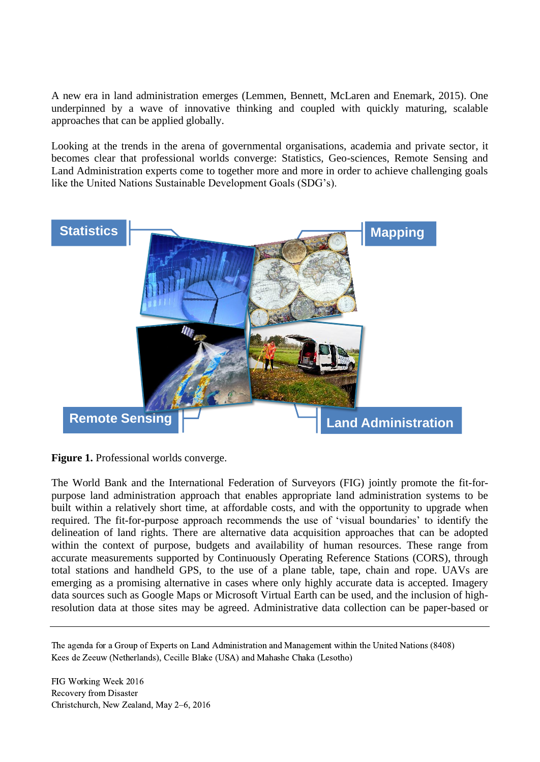A new era in land administration emerges (Lemmen, Bennett, McLaren and Enemark, 2015). One underpinned by a wave of innovative thinking and coupled with quickly maturing, scalable approaches that can be applied globally.

Looking at the trends in the arena of governmental organisations, academia and private sector, it becomes clear that professional worlds converge: Statistics, Geo-sciences, Remote Sensing and Land Administration experts come to together more and more in order to achieve challenging goals like the United Nations Sustainable Development Goals (SDG's).

**Figure 1.** Professional worlds converge.

The World Bank and the International Federation of Surveyors (FIG) jointly promote the fit-for-purpose land administration approach that enables appropriate land administration systems to be built within a relatively short time, at affordable costs, and with the opportunity to upgrade when required. The fit-for-purpose approach recommends the use of 'visual boundaries' to identify the delineation of land rights. There are alternative data acquisition approaches that can be adopted within the context of purpose, budgets and availability of human resources. These range from accurate measurements supported by Continuously Operating Reference Stations (CORS), through total stations and handheld GPS, to the use of a plane table, tape, chain and rope. UAVs are emerging as a promising alternative in cases where only highly accurate data is accepted. Imagery data sources such as Google Maps or Microsoft Virtual Earth can be used, and the inclusion of high-resolution data at those sites may be agreed. Administrative data collection can be paper-based or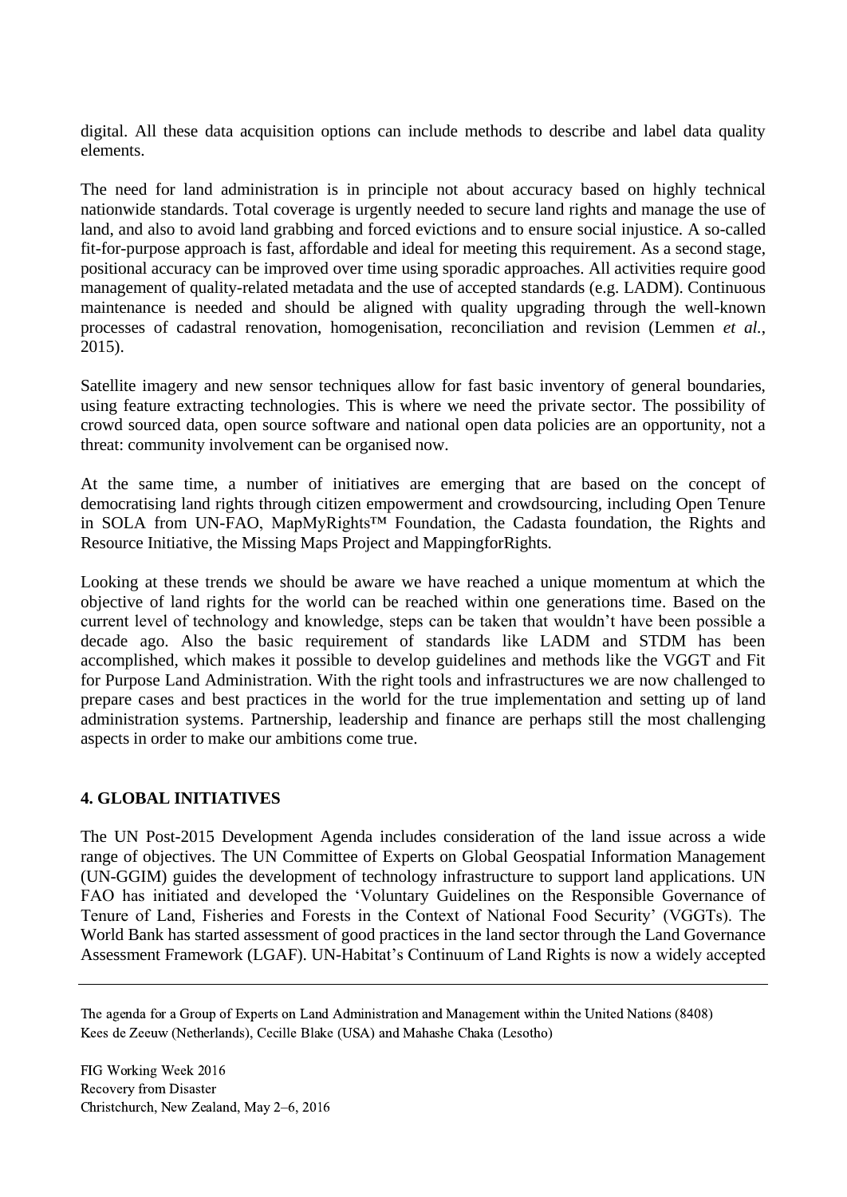digital. All these data acquisition options can include methods to describe and label data quality elements.

The need for land administration is in principle not about accuracy based on highly technical nationwide standards. Total coverage is urgently needed to secure land rights and manage the use of land, and also to avoid land grabbing and forced evictions and to ensure social injustice. A so-called fit-for-purpose approach is fast, affordable and ideal for meeting this requirement. As a second stage, positional accuracy can be improved over time using sporadic approaches. All activities require good management of quality-related metadata and the use of accepted standards (e.g. LADM). Continuous maintenance is needed and should be aligned with quality upgrading through the well-known processes of cadastral renovation, homogenisation, reconciliation and revision (Lemmen *et al.*, 2015).

Satellite imagery and new sensor techniques allow for fast basic inventory of general boundaries, using feature extracting technologies. This is where we need the private sector. The possibility of crowd sourced data, open source software and national open data policies are an opportunity, not a threat: community involvement can be organised now.

At the same time, a number of initiatives are emerging that are based on the concept of democratising land rights through citizen empowerment and crowdsourcing, including Open Tenure in SOLA from UN-FAO, MapMyRights™ Foundation, the Cadasta foundation, the Rights and Resource Initiative, the Missing Maps Project and MappingforRights.

Looking at these trends we should be aware we have reached a unique momentum at which the objective of land rights for the world can be reached within one generations time. Based on the current level of technology and knowledge, steps can be taken that wouldn't have been possible a decade ago. Also the basic requirement of standards like LADM and STDM has been accomplished, which makes it possible to develop guidelines and methods like the VGGT and Fit for Purpose Land Administration. With the right tools and infrastructures we are now challenged to prepare cases and best practices in the world for the true implementation and setting up of land administration systems. Partnership, leadership and finance are perhaps still the most challenging aspects in order to make our ambitions come true.

## 4. GLOBAL INITIATIVES

The UN Post-2015 Development Agenda includes consideration of the land issue across a wide range of objectives. The UN Committee of Experts on Global Geospatial Information Management (UN-GGIM) guides the development of technology infrastructure to support land applications. UN FAO has initiated and developed the 'Voluntary Guidelines on the Responsible Governance of Tenure of Land, Fisheries and Forests in the Context of National Food Security' (VGGTs). The World Bank has started assessment of good practices in the land sector through the Land Governance Assessment Framework (LGAF). UN-Habitat's Continuum of Land Rights is now a widely accepted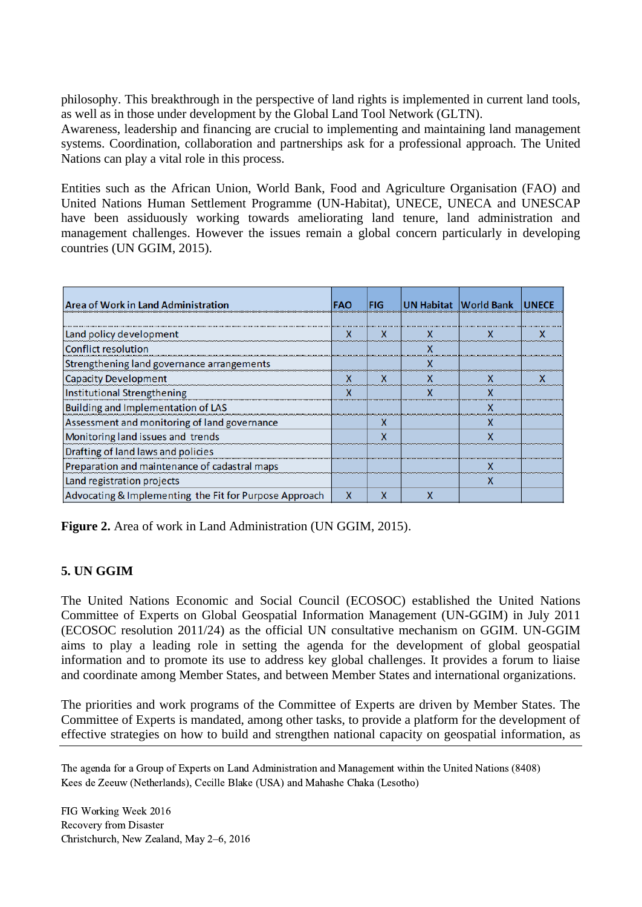philosophy. This breakthrough in the perspective of land rights is implemented in current land tools, as well as in those under development by the Global Land Tool Network (GLTN).
Awareness, leadership and financing are crucial to implementing and maintaining land management systems. Coordination, collaboration and partnerships ask for a professional approach. The United Nations can play a vital role in this process.

Entities such as the African Union, World Bank, Food and Agriculture Organisation (FAO) and United Nations Human Settlement Programme (UN-Habitat), UNECE, UNECA and UNESCAP have been assiduously working towards ameliorating land tenure, land administration and management challenges. However the issues remain a global concern particularly in developing countries (UN GGIM, 2015).

| Area of Work in Land Administration | FAO | FIG | UN Habitat | World Bank | UNECE |
|---|---|---|---|---|---|
| Land policy development | X | X | X | X | X |
| Conflict resolution | | | X | | |
| Strengthening land governance arrangements | | | X | | |
| Capacity Development | X | X | X | X | X |
| Institutional Strengthening | X | | X | X | |
| Building and Implementation of LAS | | | | X | |
| Assessment and monitoring of land governance | | X | | X | |
| Monitoring land issues and trends | | X | | X | |
| Drafting of land laws and policies | | | | | |
| Preparation and maintenance of cadastral maps | | | | X | |
| Land registration projects | | | | X | |
| Advocating & Implementing the Fit for Purpose Approach | X | X | X | | |

**Figure 2.** Area of work in Land Administration (UN GGIM, 2015).

## 5. UN GGIM

The United Nations Economic and Social Council (ECOSOC) established the United Nations Committee of Experts on Global Geospatial Information Management (UN-GGIM) in July 2011 (ECOSOC resolution 2011/24) as the official UN consultative mechanism on GGIM. UN-GGIM aims to play a leading role in setting the agenda for the development of global geospatial information and to promote its use to address key global challenges. It provides a forum to liaise and coordinate among Member States, and between Member States and international organizations.

The priorities and work programs of the Committee of Experts are driven by Member States. The Committee of Experts is mandated, among other tasks, to provide a platform for the development of effective strategies on how to build and strengthen national capacity on geospatial information, as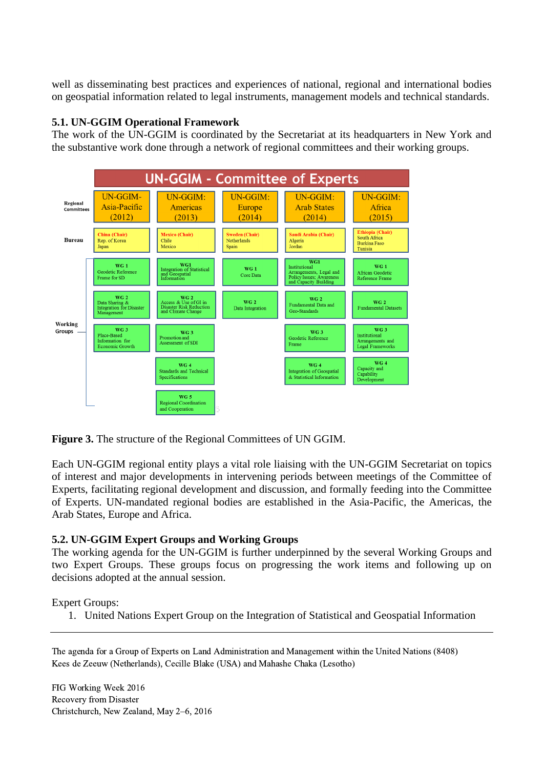well as disseminating best practices and experiences of national, regional and international bodies on geospatial information related to legal instruments, management models and technical standards.

### 5.1. UN-GGIM Operational Framework

The work of the UN-GGIM is coordinated by the Secretariat at its headquarters in New York and the substantive work done through a network of regional committees and their working groups.

**UN-GGIM - Committee of Experts**

| | | | | | |
|---|---|---|---|---|---|
| **Regional Committees** | UN-GGIM-Asia-Pacific (2012) | UN-GGIM: Americas (2013) | UN-GGIM: Europe (2014) | UN-GGIM: Arab States (2014) | UN-GGIM: Africa (2015) |
| **Bureau** | China (Chair) Rep. of Korea Japan | Mexico (Chair) Chile Mexico | Sweden (Chair) Netherlands Spain | Saudi Arabia (Chair) Algeria Jordan | Ethiopia (Chair) South Africa Burkina Faso Tunisia |
| **Working Groups** | WG 1 Geodetic Reference Frame for SD | WG1 Integration of Statistical and Geospatial Information | WG 1 Core Data | WG1 Institutional Arrangements, Legal and Policy Issues; Awareness and Capacity Building | WG 1 African Geodetic Reference Frame |
| | WG 2 Data Sharing & Integration for Disaster Management | WG 2 Access & Use of GI in Disaster Risk Reduction and Climate Change | WG 2 Data Integration | WG 2 Fundamental Data and Geo-Standards | WG 2 Fundamental Datasets |
| | WG 3 Place-Based Information for Economic Growth | WG 3 Promotion and Assessment of SDI | | WG 3 Geodetic Reference Frame | WG 3 Institutional Arrangements and Legal Frameworks |
| | | WG 4 Standards and Technical Specifications | | WG 4 Integration of Geospatial & Statistical Information | WG 4 Capacity and Capability Development |
| | | WG 5 Regional Coordination and Cooperation | | | |

**Figure 3.** The structure of the Regional Committees of UN GGIM.

Each UN-GGIM regional entity plays a vital role liaising with the UN-GGIM Secretariat on topics of interest and major developments in intervening periods between meetings of the Committee of Experts, facilitating regional development and discussion, and formally feeding into the Committee of Experts. UN-mandated regional bodies are established in the Asia-Pacific, the Americas, the Arab States, Europe and Africa.

### 5.2. UN-GGIM Expert Groups and Working Groups

The working agenda for the UN-GGIM is further underpinned by the several Working Groups and two Expert Groups. These groups focus on progressing the work items and following up on decisions adopted at the annual session.

Expert Groups:

1. United Nations Expert Group on the Integration of Statistical and Geospatial Information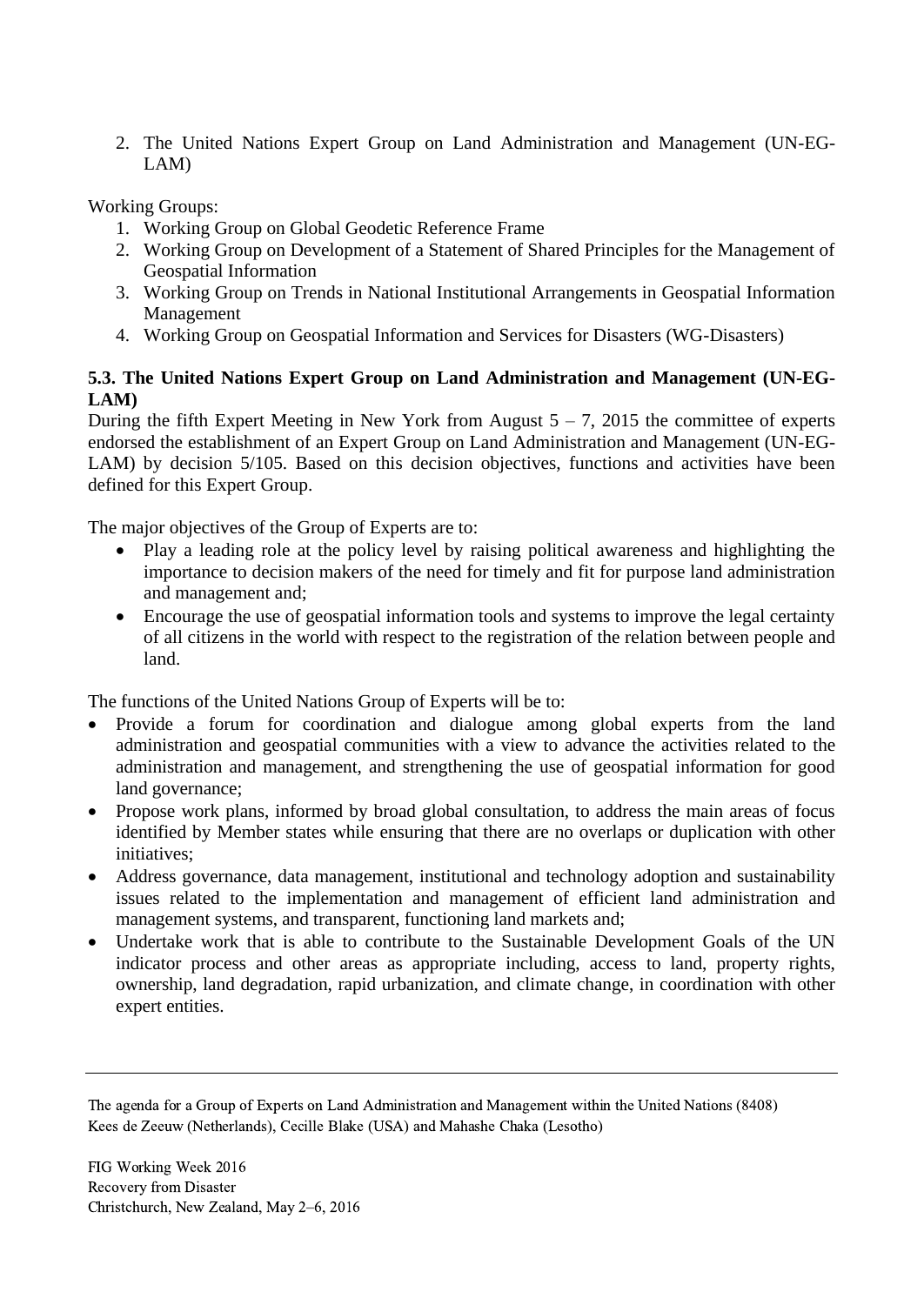2. The United Nations Expert Group on Land Administration and Management (UN-EG-LAM)

Working Groups:

1. Working Group on Global Geodetic Reference Frame
2. Working Group on Development of a Statement of Shared Principles for the Management of Geospatial Information
3. Working Group on Trends in National Institutional Arrangements in Geospatial Information Management
4. Working Group on Geospatial Information and Services for Disasters (WG-Disasters)

### 5.3. The United Nations Expert Group on Land Administration and Management (UN-EG-LAM)

During the fifth Expert Meeting in New York from August 5 – 7, 2015 the committee of experts endorsed the establishment of an Expert Group on Land Administration and Management (UN-EG-LAM) by decision 5/105. Based on this decision objectives, functions and activities have been defined for this Expert Group.

The major objectives of the Group of Experts are to:

- Play a leading role at the policy level by raising political awareness and highlighting the importance to decision makers of the need for timely and fit for purpose land administration and management and;
- Encourage the use of geospatial information tools and systems to improve the legal certainty of all citizens in the world with respect to the registration of the relation between people and land.

The functions of the United Nations Group of Experts will be to:

- Provide a forum for coordination and dialogue among global experts from the land administration and geospatial communities with a view to advance the activities related to the administration and management, and strengthening the use of geospatial information for good land governance;
- Propose work plans, informed by broad global consultation, to address the main areas of focus identified by Member states while ensuring that there are no overlaps or duplication with other initiatives;
- Address governance, data management, institutional and technology adoption and sustainability issues related to the implementation and management of efficient land administration and management systems, and transparent, functioning land markets and;
- Undertake work that is able to contribute to the Sustainable Development Goals of the UN indicator process and other areas as appropriate including, access to land, property rights, ownership, land degradation, rapid urbanization, and climate change, in coordination with other expert entities.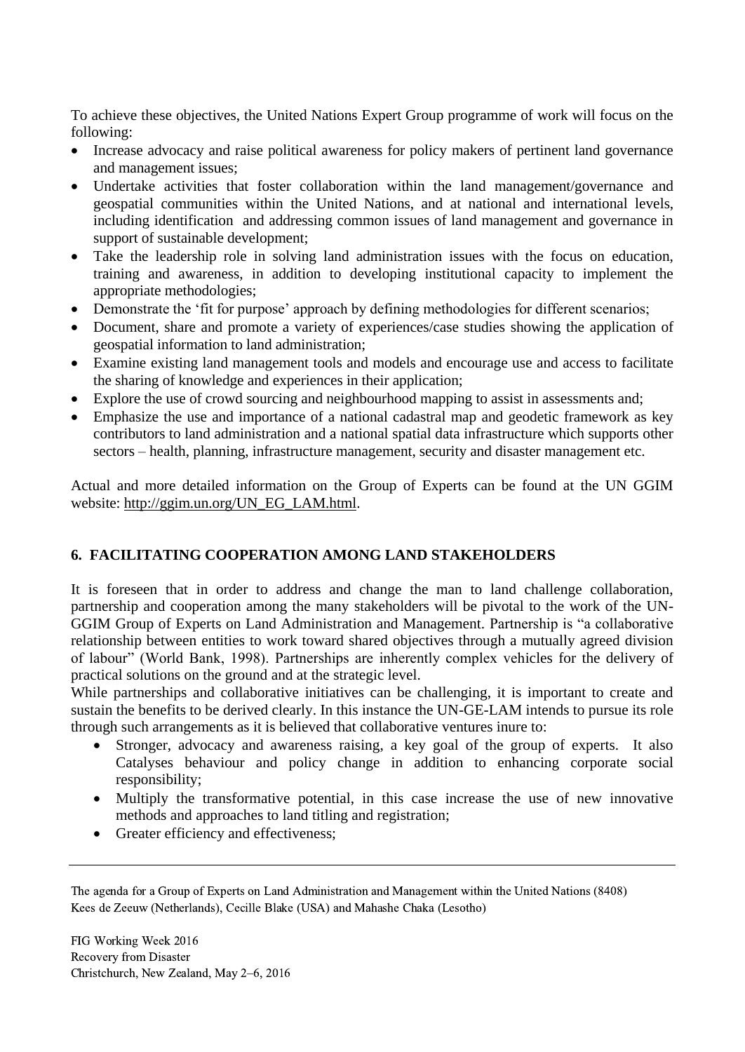To achieve these objectives, the United Nations Expert Group programme of work will focus on the following:

- Increase advocacy and raise political awareness for policy makers of pertinent land governance and management issues;
- Undertake activities that foster collaboration within the land management/governance and geospatial communities within the United Nations, and at national and international levels, including identification and addressing common issues of land management and governance in support of sustainable development;
- Take the leadership role in solving land administration issues with the focus on education, training and awareness, in addition to developing institutional capacity to implement the appropriate methodologies;
- Demonstrate the 'fit for purpose' approach by defining methodologies for different scenarios;
- Document, share and promote a variety of experiences/case studies showing the application of geospatial information to land administration;
- Examine existing land management tools and models and encourage use and access to facilitate the sharing of knowledge and experiences in their application;
- Explore the use of crowd sourcing and neighbourhood mapping to assist in assessments and;
- Emphasize the use and importance of a national cadastral map and geodetic framework as key contributors to land administration and a national spatial data infrastructure which supports other sectors – health, planning, infrastructure management, security and disaster management etc.

Actual and more detailed information on the Group of Experts can be found at the UN GGIM website: http://ggim.un.org/UN_EG_LAM.html.

## 6. FACILITATING COOPERATION AMONG LAND STAKEHOLDERS

It is foreseen that in order to address and change the man to land challenge collaboration, partnership and cooperation among the many stakeholders will be pivotal to the work of the UN-GGIM Group of Experts on Land Administration and Management. Partnership is "a collaborative relationship between entities to work toward shared objectives through a mutually agreed division of labour" (World Bank, 1998). Partnerships are inherently complex vehicles for the delivery of practical solutions on the ground and at the strategic level.

While partnerships and collaborative initiatives can be challenging, it is important to create and sustain the benefits to be derived clearly. In this instance the UN-GE-LAM intends to pursue its role through such arrangements as it is believed that collaborative ventures inure to:

- Stronger, advocacy and awareness raising, a key goal of the group of experts. It also Catalyses behaviour and policy change in addition to enhancing corporate social responsibility;
- Multiply the transformative potential, in this case increase the use of new innovative methods and approaches to land titling and registration;
- Greater efficiency and effectiveness;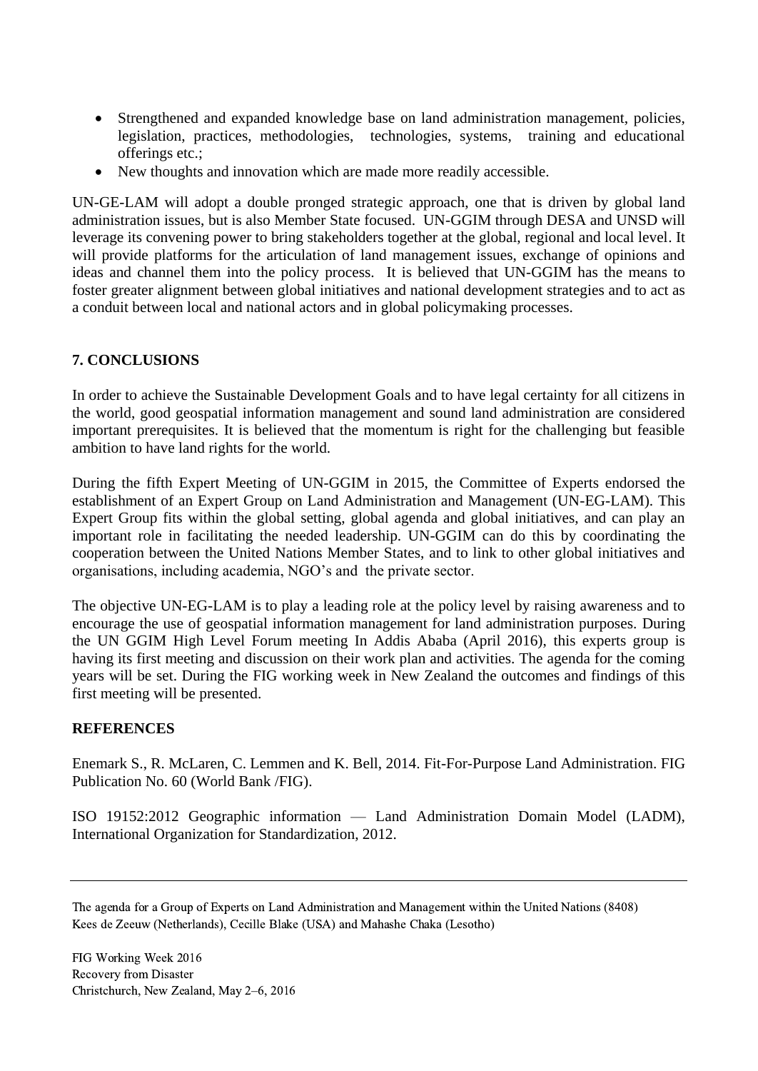- Strengthened and expanded knowledge base on land administration management, policies, legislation, practices, methodologies, technologies, systems, training and educational offerings etc.;
- New thoughts and innovation which are made more readily accessible.

UN-GE-LAM will adopt a double pronged strategic approach, one that is driven by global land administration issues, but is also Member State focused. UN-GGIM through DESA and UNSD will leverage its convening power to bring stakeholders together at the global, regional and local level. It will provide platforms for the articulation of land management issues, exchange of opinions and ideas and channel them into the policy process. It is believed that UN-GGIM has the means to foster greater alignment between global initiatives and national development strategies and to act as a conduit between local and national actors and in global policymaking processes.

## 7. CONCLUSIONS

In order to achieve the Sustainable Development Goals and to have legal certainty for all citizens in the world, good geospatial information management and sound land administration are considered important prerequisites. It is believed that the momentum is right for the challenging but feasible ambition to have land rights for the world.

During the fifth Expert Meeting of UN-GGIM in 2015, the Committee of Experts endorsed the establishment of an Expert Group on Land Administration and Management (UN-EG-LAM). This Expert Group fits within the global setting, global agenda and global initiatives, and can play an important role in facilitating the needed leadership. UN-GGIM can do this by coordinating the cooperation between the United Nations Member States, and to link to other global initiatives and organisations, including academia, NGO's and the private sector.

The objective UN-EG-LAM is to play a leading role at the policy level by raising awareness and to encourage the use of geospatial information management for land administration purposes. During the UN GGIM High Level Forum meeting In Addis Ababa (April 2016), this experts group is having its first meeting and discussion on their work plan and activities. The agenda for the coming years will be set. During the FIG working week in New Zealand the outcomes and findings of this first meeting will be presented.

## REFERENCES

Enemark S., R. McLaren, C. Lemmen and K. Bell, 2014. Fit-For-Purpose Land Administration. FIG Publication No. 60 (World Bank /FIG).

ISO 19152:2012 Geographic information — Land Administration Domain Model (LADM), International Organization for Standardization, 2012.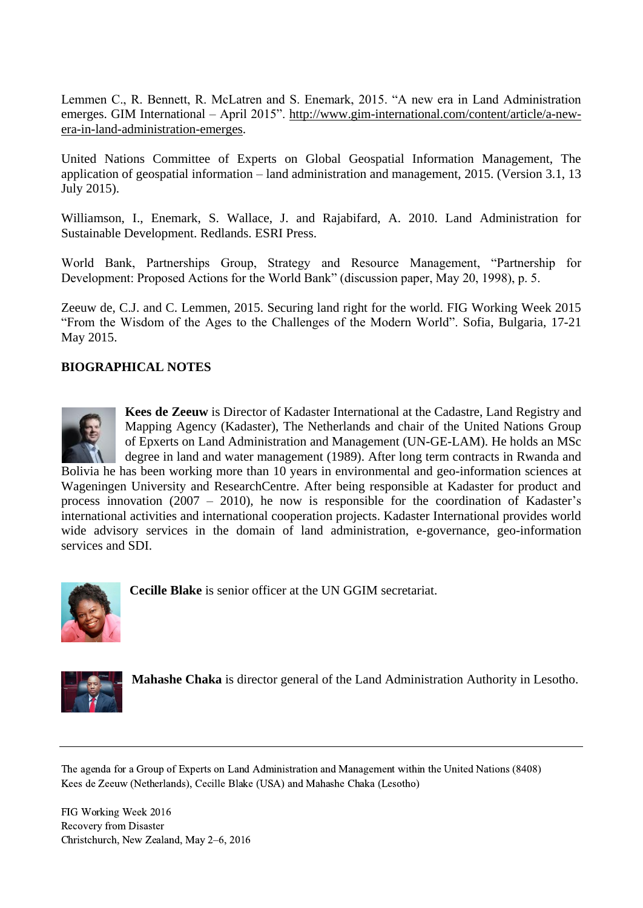Lemmen C., R. Bennett, R. McLatren and S. Enemark, 2015. “A new era in Land Administration emerges. GIM International – April 2015”. http://www.gim-international.com/content/article/a-new-era-in-land-administration-emerges.

United Nations Committee of Experts on Global Geospatial Information Management, The application of geospatial information – land administration and management, 2015. (Version 3.1, 13 July 2015).

Williamson, I., Enemark, S. Wallace, J. and Rajabifard, A. 2010. Land Administration for Sustainable Development. Redlands. ESRI Press.

World Bank, Partnerships Group, Strategy and Resource Management, “Partnership for Development: Proposed Actions for the World Bank” (discussion paper, May 20, 1998), p. 5.

Zeeuw de, C.J. and C. Lemmen, 2015. Securing land right for the world. FIG Working Week 2015 “From the Wisdom of the Ages to the Challenges of the Modern World”. Sofia, Bulgaria, 17-21 May 2015.

**BIOGRAPHICAL NOTES**

**Kees de Zeeuw** is Director of Kadaster International at the Cadastre, Land Registry and Mapping Agency (Kadaster), The Netherlands and chair of the United Nations Group of Epxerts on Land Administration and Management (UN-GE-LAM). He holds an MSc degree in land and water management (1989). After long term contracts in Rwanda and Bolivia he has been working more than 10 years in environmental and geo-information sciences at Wageningen University and ResearchCentre. After being responsible at Kadaster for product and process innovation (2007 – 2010), he now is responsible for the coordination of Kadaster's international activities and international cooperation projects. Kadaster International provides world wide advisory services in the domain of land administration, e-governance, geo-information services and SDI.

**Cecille Blake** is senior officer at the UN GGIM secretariat.

**Mahashe Chaka** is director general of the Land Administration Authority in Lesotho.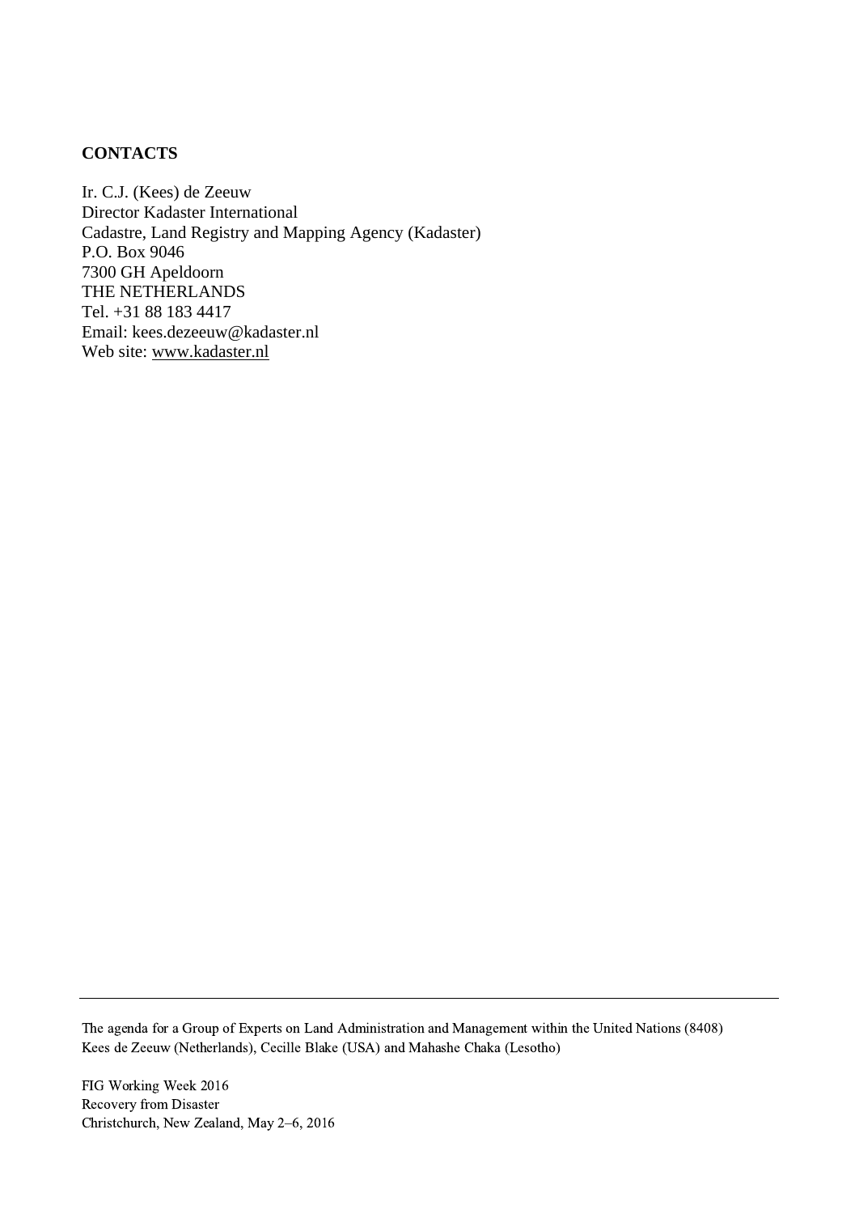### CONTACTS

Ir. C.J. (Kees) de Zeeuw
Director Kadaster International
Cadastre, Land Registry and Mapping Agency (Kadaster)
P.O. Box 9046
7300 GH Apeldoorn
THE NETHERLANDS
Tel. +31 88 183 4417
Email: kees.dezeeuw@kadaster.nl
Web site: www.kadaster.nl